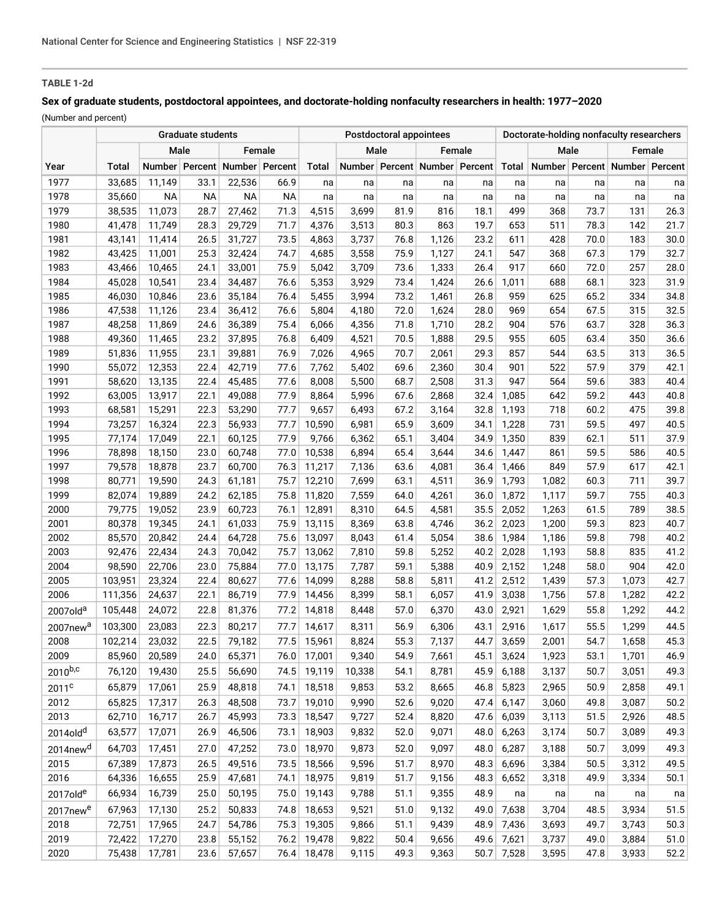TABLE 1-2d

**Sex of graduate students, postdoctoral appointees, and doctorate-holding nonfaculty researchers in health: 1977–2020**

(Number and percent)

| | Graduate students | | | | | Postdoctoral appointees | | | | | Doctorate-holding nonfaculty researchers | | | | |
|---|---|---|---|---|---|---|---|---|---|---|---|---|---|---|---|
| | | Male | | Female | | | Male | | Female | | | Male | | Female | |
| Year | Total | Number | Percent | Number | Percent | Total | Number | Percent | Number | Percent | Total | Number | Percent | Number | Percent |
| 1977 | 33,685 | 11,149 | 33.1 | 22,536 | 66.9 | na | na | na | na | na | na | na | na | na | na |
| 1978 | 35,660 | NA | NA | NA | NA | na | na | na | na | na | na | na | na | na | na |
| 1979 | 38,535 | 11,073 | 28.7 | 27,462 | 71.3 | 4,515 | 3,699 | 81.9 | 816 | 18.1 | 499 | 368 | 73.7 | 131 | 26.3 |
| 1980 | 41,478 | 11,749 | 28.3 | 29,729 | 71.7 | 4,376 | 3,513 | 80.3 | 863 | 19.7 | 653 | 511 | 78.3 | 142 | 21.7 |
| 1981 | 43,141 | 11,414 | 26.5 | 31,727 | 73.5 | 4,863 | 3,737 | 76.8 | 1,126 | 23.2 | 611 | 428 | 70.0 | 183 | 30.0 |
| 1982 | 43,425 | 11,001 | 25.3 | 32,424 | 74.7 | 4,685 | 3,558 | 75.9 | 1,127 | 24.1 | 547 | 368 | 67.3 | 179 | 32.7 |
| 1983 | 43,466 | 10,465 | 24.1 | 33,001 | 75.9 | 5,042 | 3,709 | 73.6 | 1,333 | 26.4 | 917 | 660 | 72.0 | 257 | 28.0 |
| 1984 | 45,028 | 10,541 | 23.4 | 34,487 | 76.6 | 5,353 | 3,929 | 73.4 | 1,424 | 26.6 | 1,011 | 688 | 68.1 | 323 | 31.9 |
| 1985 | 46,030 | 10,846 | 23.6 | 35,184 | 76.4 | 5,455 | 3,994 | 73.2 | 1,461 | 26.8 | 959 | 625 | 65.2 | 334 | 34.8 |
| 1986 | 47,538 | 11,126 | 23.4 | 36,412 | 76.6 | 5,804 | 4,180 | 72.0 | 1,624 | 28.0 | 969 | 654 | 67.5 | 315 | 32.5 |
| 1987 | 48,258 | 11,869 | 24.6 | 36,389 | 75.4 | 6,066 | 4,356 | 71.8 | 1,710 | 28.2 | 904 | 576 | 63.7 | 328 | 36.3 |
| 1988 | 49,360 | 11,465 | 23.2 | 37,895 | 76.8 | 6,409 | 4,521 | 70.5 | 1,888 | 29.5 | 955 | 605 | 63.4 | 350 | 36.6 |
| 1989 | 51,836 | 11,955 | 23.1 | 39,881 | 76.9 | 7,026 | 4,965 | 70.7 | 2,061 | 29.3 | 857 | 544 | 63.5 | 313 | 36.5 |
| 1990 | 55,072 | 12,353 | 22.4 | 42,719 | 77.6 | 7,762 | 5,402 | 69.6 | 2,360 | 30.4 | 901 | 522 | 57.9 | 379 | 42.1 |
| 1991 | 58,620 | 13,135 | 22.4 | 45,485 | 77.6 | 8,008 | 5,500 | 68.7 | 2,508 | 31.3 | 947 | 564 | 59.6 | 383 | 40.4 |
| 1992 | 63,005 | 13,917 | 22.1 | 49,088 | 77.9 | 8,864 | 5,996 | 67.6 | 2,868 | 32.4 | 1,085 | 642 | 59.2 | 443 | 40.8 |
| 1993 | 68,581 | 15,291 | 22.3 | 53,290 | 77.7 | 9,657 | 6,493 | 67.2 | 3,164 | 32.8 | 1,193 | 718 | 60.2 | 475 | 39.8 |
| 1994 | 73,257 | 16,324 | 22.3 | 56,933 | 77.7 | 10,590 | 6,981 | 65.9 | 3,609 | 34.1 | 1,228 | 731 | 59.5 | 497 | 40.5 |
| 1995 | 77,174 | 17,049 | 22.1 | 60,125 | 77.9 | 9,766 | 6,362 | 65.1 | 3,404 | 34.9 | 1,350 | 839 | 62.1 | 511 | 37.9 |
| 1996 | 78,898 | 18,150 | 23.0 | 60,748 | 77.0 | 10,538 | 6,894 | 65.4 | 3,644 | 34.6 | 1,447 | 861 | 59.5 | 586 | 40.5 |
| 1997 | 79,578 | 18,878 | 23.7 | 60,700 | 76.3 | 11,217 | 7,136 | 63.6 | 4,081 | 36.4 | 1,466 | 849 | 57.9 | 617 | 42.1 |
| 1998 | 80,771 | 19,590 | 24.3 | 61,181 | 75.7 | 12,210 | 7,699 | 63.1 | 4,511 | 36.9 | 1,793 | 1,082 | 60.3 | 711 | 39.7 |
| 1999 | 82,074 | 19,889 | 24.2 | 62,185 | 75.8 | 11,820 | 7,559 | 64.0 | 4,261 | 36.0 | 1,872 | 1,117 | 59.7 | 755 | 40.3 |
| 2000 | 79,775 | 19,052 | 23.9 | 60,723 | 76.1 | 12,891 | 8,310 | 64.5 | 4,581 | 35.5 | 2,052 | 1,263 | 61.5 | 789 | 38.5 |
| 2001 | 80,378 | 19,345 | 24.1 | 61,033 | 75.9 | 13,115 | 8,369 | 63.8 | 4,746 | 36.2 | 2,023 | 1,200 | 59.3 | 823 | 40.7 |
| 2002 | 85,570 | 20,842 | 24.4 | 64,728 | 75.6 | 13,097 | 8,043 | 61.4 | 5,054 | 38.6 | 1,984 | 1,186 | 59.8 | 798 | 40.2 |
| 2003 | 92,476 | 22,434 | 24.3 | 70,042 | 75.7 | 13,062 | 7,810 | 59.8 | 5,252 | 40.2 | 2,028 | 1,193 | 58.8 | 835 | 41.2 |
| 2004 | 98,590 | 22,706 | 23.0 | 75,884 | 77.0 | 13,175 | 7,787 | 59.1 | 5,388 | 40.9 | 2,152 | 1,248 | 58.0 | 904 | 42.0 |
| 2005 | 103,951 | 23,324 | 22.4 | 80,627 | 77.6 | 14,099 | 8,288 | 58.8 | 5,811 | 41.2 | 2,512 | 1,439 | 57.3 | 1,073 | 42.7 |
| 2006 | 111,356 | 24,637 | 22.1 | 86,719 | 77.9 | 14,456 | 8,399 | 58.1 | 6,057 | 41.9 | 3,038 | 1,756 | 57.8 | 1,282 | 42.2 |
| 2007old[a] | 105,448 | 24,072 | 22.8 | 81,376 | 77.2 | 14,818 | 8,448 | 57.0 | 6,370 | 43.0 | 2,921 | 1,629 | 55.8 | 1,292 | 44.2 |
| 2007new[a] | 103,300 | 23,083 | 22.3 | 80,217 | 77.7 | 14,617 | 8,311 | 56.9 | 6,306 | 43.1 | 2,916 | 1,617 | 55.5 | 1,299 | 44.5 |
| 2008 | 102,214 | 23,032 | 22.5 | 79,182 | 77.5 | 15,961 | 8,824 | 55.3 | 7,137 | 44.7 | 3,659 | 2,001 | 54.7 | 1,658 | 45.3 |
| 2009 | 85,960 | 20,589 | 24.0 | 65,371 | 76.0 | 17,001 | 9,340 | 54.9 | 7,661 | 45.1 | 3,624 | 1,923 | 53.1 | 1,701 | 46.9 |
| 2010[b,c] | 76,120 | 19,430 | 25.5 | 56,690 | 74.5 | 19,119 | 10,338 | 54.1 | 8,781 | 45.9 | 6,188 | 3,137 | 50.7 | 3,051 | 49.3 |
| 2011[c] | 65,879 | 17,061 | 25.9 | 48,818 | 74.1 | 18,518 | 9,853 | 53.2 | 8,665 | 46.8 | 5,823 | 2,965 | 50.9 | 2,858 | 49.1 |
| 2012 | 65,825 | 17,317 | 26.3 | 48,508 | 73.7 | 19,010 | 9,990 | 52.6 | 9,020 | 47.4 | 6,147 | 3,060 | 49.8 | 3,087 | 50.2 |
| 2013 | 62,710 | 16,717 | 26.7 | 45,993 | 73.3 | 18,547 | 9,727 | 52.4 | 8,820 | 47.6 | 6,039 | 3,113 | 51.5 | 2,926 | 48.5 |
| 2014old[d] | 63,577 | 17,071 | 26.9 | 46,506 | 73.1 | 18,903 | 9,832 | 52.0 | 9,071 | 48.0 | 6,263 | 3,174 | 50.7 | 3,089 | 49.3 |
| 2014new[d] | 64,703 | 17,451 | 27.0 | 47,252 | 73.0 | 18,970 | 9,873 | 52.0 | 9,097 | 48.0 | 6,287 | 3,188 | 50.7 | 3,099 | 49.3 |
| 2015 | 67,389 | 17,873 | 26.5 | 49,516 | 73.5 | 18,566 | 9,596 | 51.7 | 8,970 | 48.3 | 6,696 | 3,384 | 50.5 | 3,312 | 49.5 |
| 2016 | 64,336 | 16,655 | 25.9 | 47,681 | 74.1 | 18,975 | 9,819 | 51.7 | 9,156 | 48.3 | 6,652 | 3,318 | 49.9 | 3,334 | 50.1 |
| 2017old[e] | 66,934 | 16,739 | 25.0 | 50,195 | 75.0 | 19,143 | 9,788 | 51.1 | 9,355 | 48.9 | na | na | na | na | na |
| 2017new[e] | 67,963 | 17,130 | 25.2 | 50,833 | 74.8 | 18,653 | 9,521 | 51.0 | 9,132 | 49.0 | 7,638 | 3,704 | 48.5 | 3,934 | 51.5 |
| 2018 | 72,751 | 17,965 | 24.7 | 54,786 | 75.3 | 19,305 | 9,866 | 51.1 | 9,439 | 48.9 | 7,436 | 3,693 | 49.7 | 3,743 | 50.3 |
| 2019 | 72,422 | 17,270 | 23.8 | 55,152 | 76.2 | 19,478 | 9,822 | 50.4 | 9,656 | 49.6 | 7,621 | 3,737 | 49.0 | 3,884 | 51.0 |
| 2020 | 75,438 | 17,781 | 23.6 | 57,657 | 76.4 | 18,478 | 9,115 | 49.3 | 9,363 | 50.7 | 7,528 | 3,595 | 47.8 | 3,933 | 52.2 |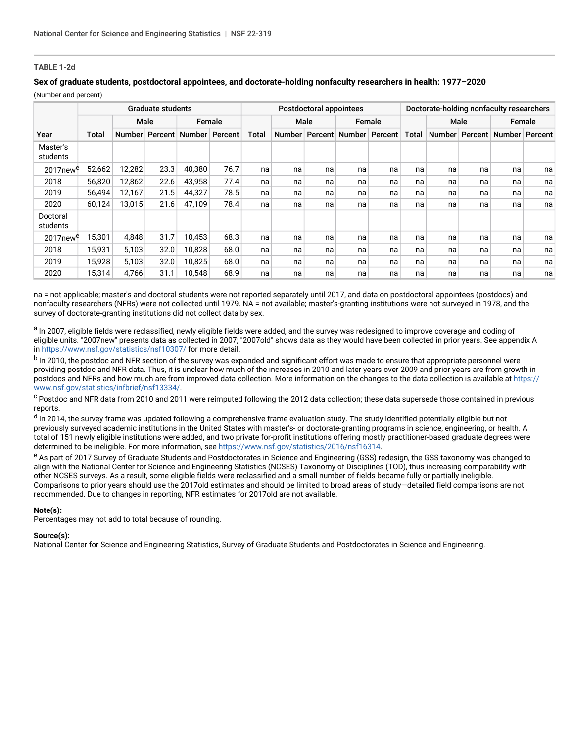TABLE 1-2d

**Sex of graduate students, postdoctoral appointees, and doctorate-holding nonfaculty researchers in health: 1977–2020**

(Number and percent)

| Year | Graduate students | | | | | Postdoctoral appointees | | | | | Doctorate-holding nonfaculty researchers | | | | |
|---|---|---|---|---|---|---|---|---|---|---|---|---|---|---|---|
| | Total | Male | | Female | | Total | Male | | Female | | Total | Male | | Female | |
| | | Number | Percent | Number | Percent | | Number | Percent | Number | Percent | | Number | Percent | Number | Percent |
| Master's students | | | | | | | | | | | | | | | |
| 2017new[e] | 52,662 | 12,282 | 23.3 | 40,380 | 76.7 | na | na | na | na | na | na | na | na | na | na |
| 2018 | 56,820 | 12,862 | 22.6 | 43,958 | 77.4 | na | na | na | na | na | na | na | na | na | na |
| 2019 | 56,494 | 12,167 | 21.5 | 44,327 | 78.5 | na | na | na | na | na | na | na | na | na | na |
| 2020 | 60,124 | 13,015 | 21.6 | 47,109 | 78.4 | na | na | na | na | na | na | na | na | na | na |
| Doctoral students | | | | | | | | | | | | | | | |
| 2017new[e] | 15,301 | 4,848 | 31.7 | 10,453 | 68.3 | na | na | na | na | na | na | na | na | na | na |
| 2018 | 15,931 | 5,103 | 32.0 | 10,828 | 68.0 | na | na | na | na | na | na | na | na | na | na |
| 2019 | 15,928 | 5,103 | 32.0 | 10,825 | 68.0 | na | na | na | na | na | na | na | na | na | na |
| 2020 | 15,314 | 4,766 | 31.1 | 10,548 | 68.9 | na | na | na | na | na | na | na | na | na | na |

na = not applicable; master's and doctoral students were not reported separately until 2017, and data on postdoctoral appointees (postdocs) and nonfaculty researchers (NFRs) were not collected until 1979. NA = not available; master's-granting institutions were not surveyed in 1978, and the survey of doctorate-granting institutions did not collect data by sex.

[a] In 2007, eligible fields were reclassified, newly eligible fields were added, and the survey was redesigned to improve coverage and coding of eligible units. "2007new" presents data as collected in 2007; "2007old" shows data as they would have been collected in prior years. See appendix A in https://www.nsf.gov/statistics/nsf10307/ for more detail.

[b] In 2010, the postdoc and NFR section of the survey was expanded and significant effort was made to ensure that appropriate personnel were providing postdoc and NFR data. Thus, it is unclear how much of the increases in 2010 and later years over 2009 and prior years are from growth in postdocs and NFRs and how much are from improved data collection. More information on the changes to the data collection is available at https://www.nsf.gov/statistics/infbrief/nsf13334/.

[c] Postdoc and NFR data from 2010 and 2011 were reimputed following the 2012 data collection; these data supersede those contained in previous reports.

[d] In 2014, the survey frame was updated following a comprehensive frame evaluation study. The study identified potentially eligible but not previously surveyed academic institutions in the United States with master's- or doctorate-granting programs in science, engineering, or health. A total of 151 newly eligible institutions were added, and two private for-profit institutions offering mostly practitioner-based graduate degrees were determined to be ineligible. For more information, see https://www.nsf.gov/statistics/2016/nsf16314.

[e] As part of 2017 Survey of Graduate Students and Postdoctorates in Science and Engineering (GSS) redesign, the GSS taxonomy was changed to align with the National Center for Science and Engineering Statistics (NCSES) Taxonomy of Disciplines (TOD), thus increasing comparability with other NCSES surveys. As a result, some eligible fields were reclassified and a small number of fields became fully or partially ineligible. Comparisons to prior years should use the 2017old estimates and should be limited to broad areas of study—detailed field comparisons are not recommended. Due to changes in reporting, NFR estimates for 2017old are not available.

**Note(s):**

Percentages may not add to total because of rounding.

**Source(s):**

National Center for Science and Engineering Statistics, Survey of Graduate Students and Postdoctorates in Science and Engineering.